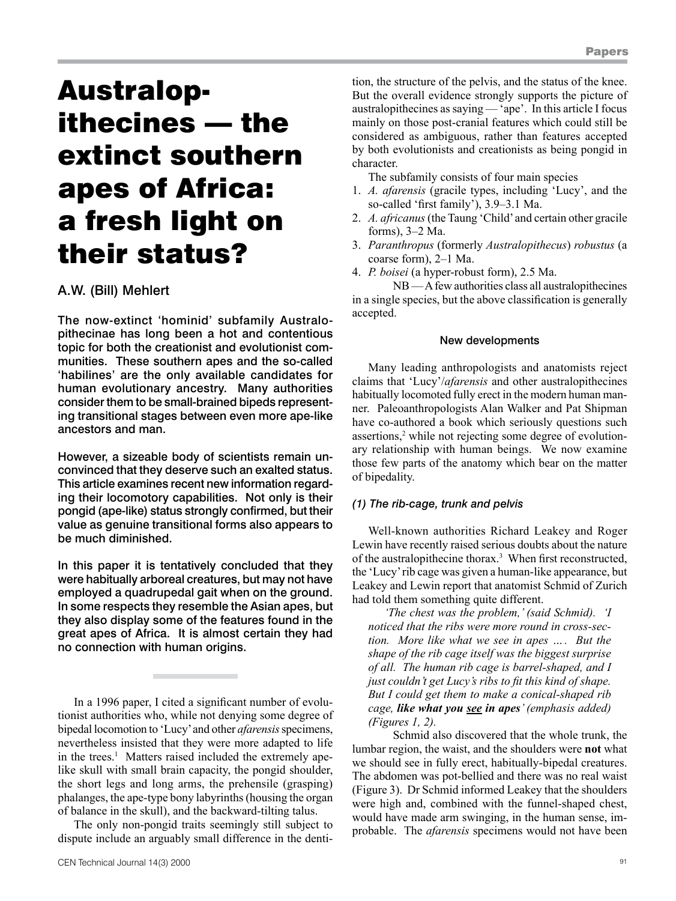# Australopithecines — the extinct southern apes of Africa: a fresh light on their status?

A.W. (Bill) Mehlert

**The now-extinct 'hominid' subfamily Australopithecinae has long been a hot and contentious topic for both the creationist and evolutionist communities. These southern apes and the so-called 'habilines' are the only available candidates for human evolutionary ancestry. Many authorities consider them to be small-brained bipeds representing transitional stages between even more ape-like ancestors and man.**

**However, a sizeable body of scientists remain unconvinced that they deserve such an exalted status. This article examines recent new information regarding their locomotory capabilities. Not only is their pongid (ape-like) status strongly confirmed, but their value as genuine transitional forms also appears to be much diminished.**

**In this paper it is tentatively concluded that they were habitually arboreal creatures, but may not have employed a quadrupedal gait when on the ground. In some respects they resemble the Asian apes, but they also display some of the features found in the great apes of Africa. It is almost certain they had no connection with human origins.**

In a 1996 paper, I cited a significant number of evolutionist authorities who, while not denying some degree of bipedal locomotion to 'Lucy' and other *afarensis* specimens, nevertheless insisted that they were more adapted to life in the trees.[1] Matters raised included the extremely ape-like skull with small brain capacity, the pongid shoulder, the short legs and long arms, the prehensile (grasping) phalanges, the ape-type bony labyrinths (housing the organ of balance in the skull), and the backward-tilting talus.

The only non-pongid traits seemingly still subject to dispute include an arguably small difference in the dentition, the structure of the pelvis, and the status of the knee. But the overall evidence strongly supports the picture of australopithecines as saying — 'ape'. In this article I focus mainly on those post-cranial features which could still be considered as ambiguous, rather than features accepted by both evolutionists and creationists as being pongid in character.

The subfamily consists of four main species

1. *A. afarensis* (gracile types, including 'Lucy', and the so-called 'first family'), 3.9–3.1 Ma.
2. *A. africanus* (the Taung 'Child' and certain other gracile forms), 3–2 Ma.
3. *Paranthropus* (formerly *Australopithecus*) *robustus* (a coarse form), 2–1 Ma.
4. *P. boisei* (a hyper-robust form), 2.5 Ma.

NB — A few authorities class all australopithecines in a single species, but the above classification is generally accepted.

## New developments

Many leading anthropologists and anatomists reject claims that 'Lucy'/*afarensis* and other australopithecines habitually locomoted fully erect in the modern human manner. Paleoanthropologists Alan Walker and Pat Shipman have co-authored a book which seriously questions such assertions,[2] while not rejecting some degree of evolutionary relationship with human beings. We now examine those few parts of the anatomy which bear on the matter of bipedality.

### *(1) The rib-cage, trunk and pelvis*

Well-known authorities Richard Leakey and Roger Lewin have recently raised serious doubts about the nature of the australopithecine thorax.[3] When first reconstructed, the 'Lucy' rib cage was given a human-like appearance, but Leakey and Lewin report that anatomist Schmid of Zurich had told them something quite different.

> *'The chest was the problem,' (said Schmid). 'I noticed that the ribs were more round in cross-section. More like what we see in apes .... But the shape of the rib cage itself was the biggest surprise of all. The human rib cage is barrel-shaped, and I just couldn't get Lucy's ribs to fit this kind of shape. But I could get them to make a conical-shaped rib cage,* ***like what you <u>see</u> in apes****' (emphasis added) (Figures 1, 2).*

Schmid also discovered that the whole trunk, the lumbar region, the waist, and the shoulders were **not** what we should see in fully erect, habitually-bipedal creatures. The abdomen was pot-bellied and there was no real waist (Figure 3). Dr Schmid informed Leakey that the shoulders were high and, combined with the funnel-shaped chest, would have made arm swinging, in the human sense, improbable. The *afarensis* specimens would not have been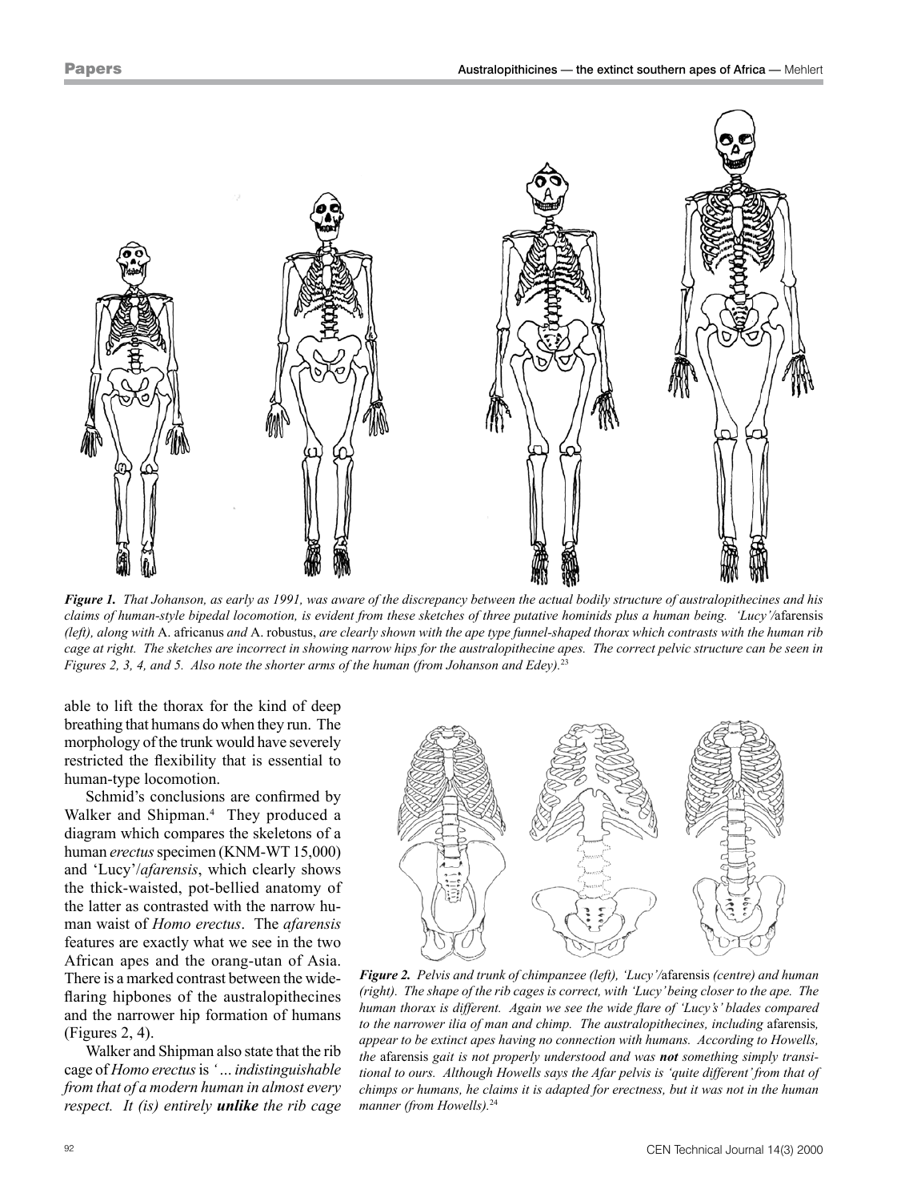*Figure 1. That Johanson, as early as 1991, was aware of the discrepancy between the actual bodily structure of australopithecines and his claims of human-style bipedal locomotion, is evident from these sketches of three putative hominids plus a human being. 'Lucy'/*afarensis *(left), along with* A. africanus *and* A. robustus, *are clearly shown with the ape type funnel-shaped thorax which contrasts with the human rib cage at right. The sketches are incorrect in showing narrow hips for the australopithecine apes. The correct pelvic structure can be seen in Figures 2, 3, 4, and 5. Also note the shorter arms of the human (from Johanson and Edey).*[23]

able to lift the thorax for the kind of deep breathing that humans do when they run. The morphology of the trunk would have severely restricted the flexibility that is essential to human-type locomotion.

Schmid's conclusions are confirmed by Walker and Shipman.[4] They produced a diagram which compares the skeletons of a human *erectus* specimen (KNM-WT 15,000) and 'Lucy'/*afarensis*, which clearly shows the thick-waisted, pot-bellied anatomy of the latter as contrasted with the narrow human waist of *Homo erectus*. The *afarensis* features are exactly what we see in the two African apes and the orang-utan of Asia. There is a marked contrast between the wide-flaring hipbones of the australopithecines and the narrower hip formation of humans (Figures 2, 4).

Walker and Shipman also state that the rib cage of *Homo erectus* is *'… indistinguishable from that of a modern human in almost every respect. It (is) entirely* ***unlike*** *the rib cage*

*Figure 2. Pelvis and trunk of chimpanzee (left), 'Lucy'/*afarensis *(centre) and human (right). The shape of the rib cages is correct, with 'Lucy' being closer to the ape. The human thorax is different. Again we see the wide flare of 'Lucy's' blades compared to the narrower ilia of man and chimp. The australopithecines, including* afarensis*, appear to be extinct apes having no connection with humans. According to Howells, the* afarensis *gait is not properly understood and was* ***not*** *something simply transitional to ours. Although Howells says the Afar pelvis is 'quite different' from that of chimps or humans, he claims it is adapted for erectness, but it was not in the human manner (from Howells).*[24]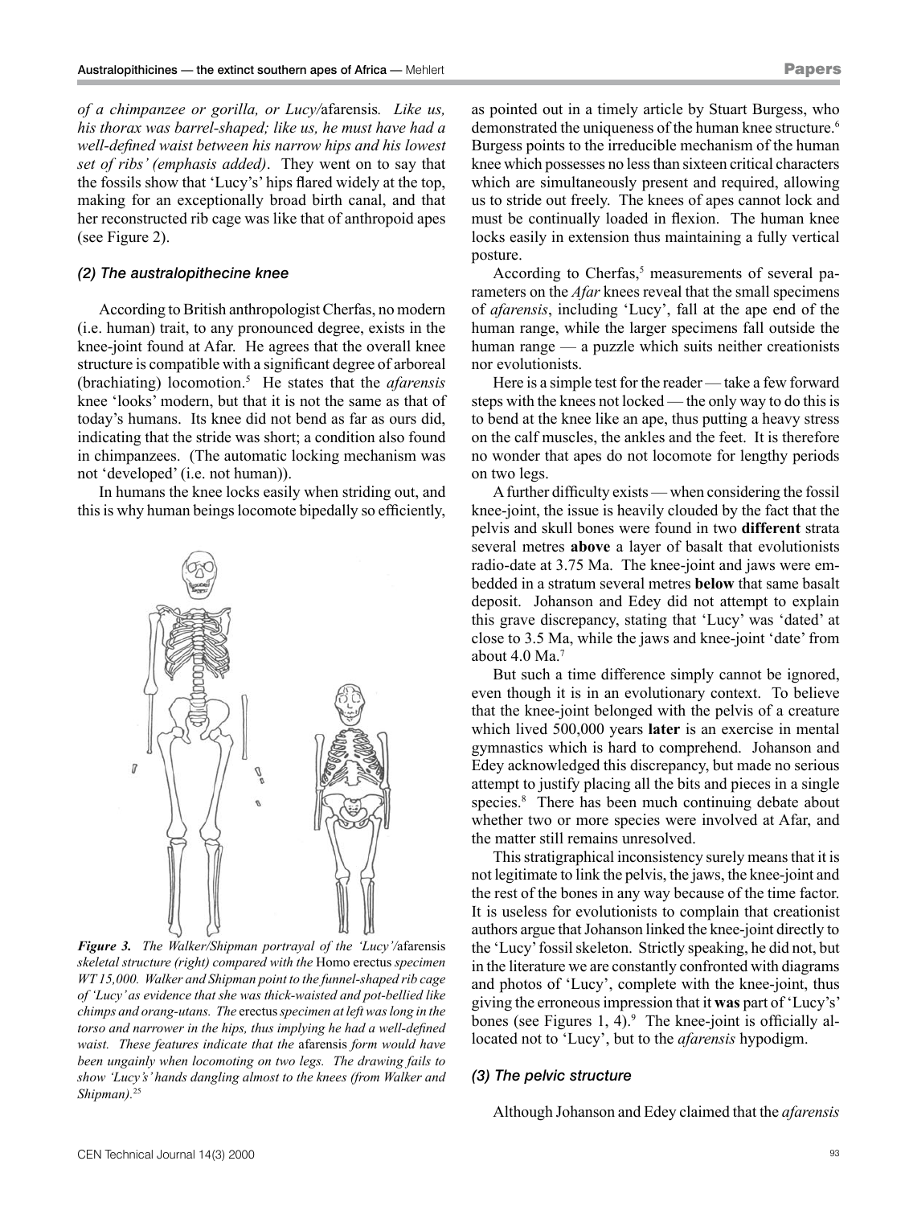*of a chimpanzee or gorilla, or Lucy/*afarensis*. Like us, his thorax was barrel-shaped; like us, he must have had a well-defined waist between his narrow hips and his lowest set of ribs' (emphasis added)*. They went on to say that the fossils show that 'Lucy's' hips flared widely at the top, making for an exceptionally broad birth canal, and that her reconstructed rib cage was like that of anthropoid apes (see Figure 2).

### *(2) The australopithecine knee*

According to British anthropologist Cherfas, no modern (i.e. human) trait, to any pronounced degree, exists in the knee-joint found at Afar. He agrees that the overall knee structure is compatible with a significant degree of arboreal (brachiating) locomotion.[5] He states that the *afarensis* knee 'looks' modern, but that it is not the same as that of today's humans. Its knee did not bend as far as ours did, indicating that the stride was short; a condition also found in chimpanzees. (The automatic locking mechanism was not 'developed' (i.e. not human)).

In humans the knee locks easily when striding out, and this is why human beings locomote bipedally so efficiently, as pointed out in a timely article by Stuart Burgess, who demonstrated the uniqueness of the human knee structure.[6] Burgess points to the irreducible mechanism of the human knee which possesses no less than sixteen critical characters which are simultaneously present and required, allowing us to stride out freely. The knees of apes cannot lock and must be continually loaded in flexion. The human knee locks easily in extension thus maintaining a fully vertical posture.

*Figure 3. The Walker/Shipman portrayal of the 'Lucy'/*afarensis *skeletal structure (right) compared with the* Homo erectus *specimen WT 15,000. Walker and Shipman point to the funnel-shaped rib cage of 'Lucy' as evidence that she was thick-waisted and pot-bellied like chimps and orang-utans. The* erectus *specimen at left was long in the torso and narrower in the hips, thus implying he had a well-defined waist. These features indicate that the* afarensis *form would have been ungainly when locomoting on two legs. The drawing fails to show 'Lucy's' hands dangling almost to the knees (from Walker and Shipman).*[25]

According to Cherfas,[5] measurements of several parameters on the *Afar* knees reveal that the small specimens of *afarensis*, including 'Lucy', fall at the ape end of the human range, while the larger specimens fall outside the human range — a puzzle which suits neither creationists nor evolutionists.

Here is a simple test for the reader — take a few forward steps with the knees not locked — the only way to do this is to bend at the knee like an ape, thus putting a heavy stress on the calf muscles, the ankles and the feet. It is therefore no wonder that apes do not locomote for lengthy periods on two legs.

A further difficulty exists — when considering the fossil knee-joint, the issue is heavily clouded by the fact that the pelvis and skull bones were found in two **different** strata several metres **above** a layer of basalt that evolutionists radio-date at 3.75 Ma. The knee-joint and jaws were embedded in a stratum several metres **below** that same basalt deposit. Johanson and Edey did not attempt to explain this grave discrepancy, stating that 'Lucy' was 'dated' at close to 3.5 Ma, while the jaws and knee-joint 'date' from about 4.0 Ma.[7]

But such a time difference simply cannot be ignored, even though it is in an evolutionary context. To believe that the knee-joint belonged with the pelvis of a creature which lived 500,000 years **later** is an exercise in mental gymnastics which is hard to comprehend. Johanson and Edey acknowledged this discrepancy, but made no serious attempt to justify placing all the bits and pieces in a single species.[8] There has been much continuing debate about whether two or more species were involved at Afar, and the matter still remains unresolved.

This stratigraphical inconsistency surely means that it is not legitimate to link the pelvis, the jaws, the knee-joint and the rest of the bones in any way because of the time factor. It is useless for evolutionists to complain that creationist authors argue that Johanson linked the knee-joint directly to the 'Lucy' fossil skeleton. Strictly speaking, he did not, but in the literature we are constantly confronted with diagrams and photos of 'Lucy', complete with the knee-joint, thus giving the erroneous impression that it **was** part of 'Lucy's' bones (see Figures 1, 4).[9] The knee-joint is officially allocated not to 'Lucy', but to the *afarensis* hypodigm.

### *(3) The pelvic structure*

Although Johanson and Edey claimed that the *afarensis*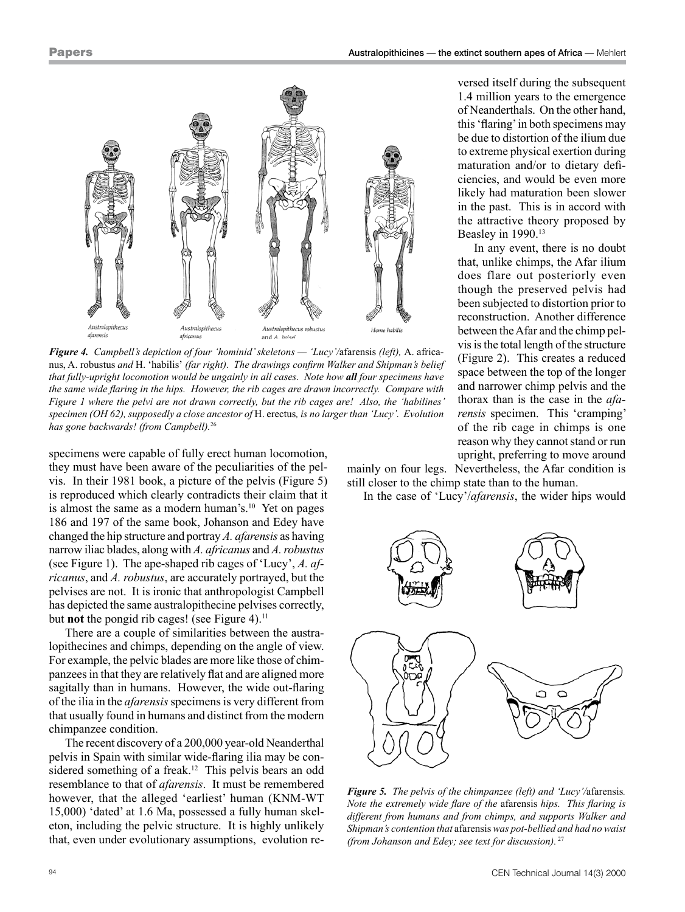*Figure 4. Campbell's depiction of four 'hominid' skeletons — 'Lucy'/*afarensis *(left),* A. africanus, A. robustus *and* H. 'habilis' *(far right). The drawings confirm Walker and Shipman's belief that fully-upright locomotion would be ungainly in all cases. Note how **all** four specimens have the same wide flaring in the hips. However, the rib cages are drawn incorrectly. Compare with Figure 1 where the pelvi are not drawn correctly, but the rib cages are! Also, the 'habilines' specimen (OH 62), supposedly a close ancestor of* H. erectus*, is no larger than 'Lucy'. Evolution has gone backwards! (from Campbell).*[26]

specimens were capable of fully erect human locomotion, they must have been aware of the peculiarities of the pelvis. In their 1981 book, a picture of the pelvis (Figure 5) is reproduced which clearly contradicts their claim that it is almost the same as a modern human's.[10] Yet on pages 186 and 197 of the same book, Johanson and Edey have changed the hip structure and portray *A. afarensis* as having narrow iliac blades, along with *A. africanus* and *A. robustus* (see Figure 1). The ape-shaped rib cages of 'Lucy', *A. africanus*, and *A. robustus*, are accurately portrayed, but the pelvises are not. It is ironic that anthropologist Campbell has depicted the same australopithecine pelvises correctly, but **not** the pongid rib cages! (see Figure 4).[11]

There are a couple of similarities between the australopithecines and chimps, depending on the angle of view. For example, the pelvic blades are more like those of chimpanzees in that they are relatively flat and are aligned more sagitally than in humans. However, the wide out-flaring of the ilia in the *afarensis* specimens is very different from that usually found in humans and distinct from the modern chimpanzee condition.

The recent discovery of a 200,000 year-old Neanderthal pelvis in Spain with similar wide-flaring ilia may be considered something of a freak.[12] This pelvis bears an odd resemblance to that of *afarensis*. It must be remembered however, that the alleged 'earliest' human (KNM-WT 15,000) 'dated' at 1.6 Ma, possessed a fully human skeleton, including the pelvic structure. It is highly unlikely that, even under evolutionary assumptions, evolution reversed itself during the subsequent 1.4 million years to the emergence of Neanderthals. On the other hand, this 'flaring' in both specimens may be due to distortion of the ilium due to extreme physical exertion during maturation and/or to dietary deficiencies, and would be even more likely had maturation been slower in the past. This is in accord with the attractive theory proposed by Beasley in 1990.[13]

In any event, there is no doubt that, unlike chimps, the Afar ilium does flare out posteriorly even though the preserved pelvis had been subjected to distortion prior to reconstruction. Another difference between the Afar and the chimp pelvis is the total length of the structure (Figure 2). This creates a reduced space between the top of the longer and narrower chimp pelvis and the thorax than is the case in the *afarensis* specimen. This 'cramping' of the rib cage in chimps is one reason why they cannot stand or run upright, preferring to move around mainly on four legs. Nevertheless, the Afar condition is still closer to the chimp state than to the human.

In the case of 'Lucy'/*afarensis*, the wider hips would

*Figure 5. The pelvis of the chimpanzee (left) and 'Lucy'/*afarensis*. Note the extremely wide flare of the* afarensis *hips. This flaring is different from humans and from chimps, and supports Walker and Shipman's contention that* afarensis *was pot-bellied and had no waist (from Johanson and Edey; see text for discussion).*[27]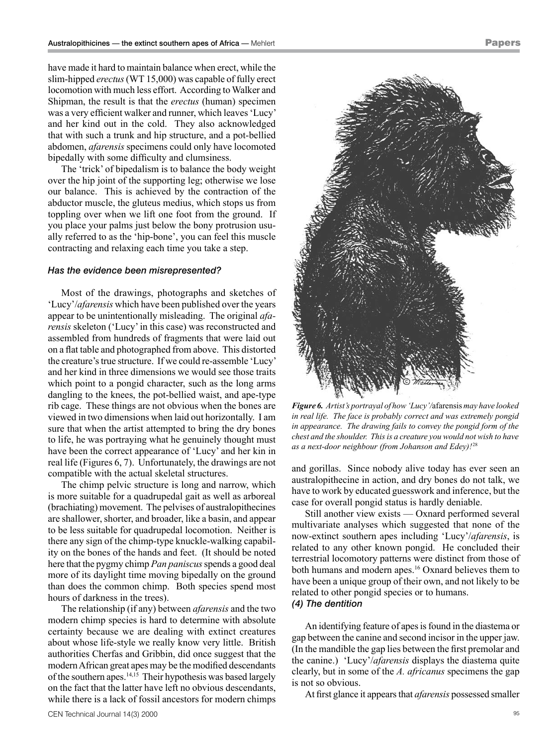have made it hard to maintain balance when erect, while the slim-hipped *erectus* (WT 15,000) was capable of fully erect locomotion with much less effort. According to Walker and Shipman, the result is that the *erectus* (human) specimen was a very efficient walker and runner, which leaves 'Lucy' and her kind out in the cold. They also acknowledged that with such a trunk and hip structure, and a pot-bellied abdomen, *afarensis* specimens could only have locomoted bipedally with some difficulty and clumsiness.

The 'trick' of bipedalism is to balance the body weight over the hip joint of the supporting leg; otherwise we lose our balance. This is achieved by the contraction of the abductor muscle, the gluteus medius, which stops us from toppling over when we lift one foot from the ground. If you place your palms just below the bony protrusion usually referred to as the 'hip-bone', you can feel this muscle contracting and relaxing each time you take a step.

### *Has the evidence been misrepresented?*

Most of the drawings, photographs and sketches of 'Lucy'/*afarensis* which have been published over the years appear to be unintentionally misleading. The original *afarensis* skeleton ('Lucy' in this case) was reconstructed and assembled from hundreds of fragments that were laid out on a flat table and photographed from above. This distorted the creature's true structure. If we could re-assemble 'Lucy' and her kind in three dimensions we would see those traits which point to a pongid character, such as the long arms dangling to the knees, the pot-bellied waist, and ape-type rib cage. These things are not obvious when the bones are viewed in two dimensions when laid out horizontally. I am sure that when the artist attempted to bring the dry bones to life, he was portraying what he genuinely thought must have been the correct appearance of 'Lucy' and her kin in real life (Figures 6, 7). Unfortunately, the drawings are not compatible with the actual skeletal structures.

The chimp pelvic structure is long and narrow, which is more suitable for a quadrupedal gait as well as arboreal (brachiating) movement. The pelvises of australopithecines are shallower, shorter, and broader, like a basin, and appear to be less suitable for quadrupedal locomotion. Neither is there any sign of the chimp-type knuckle-walking capability on the bones of the hands and feet. (It should be noted here that the pygmy chimp *Pan paniscus* spends a good deal more of its daylight time moving bipedally on the ground than does the common chimp. Both species spend most hours of darkness in the trees).

The relationship (if any) between *afarensis* and the two modern chimp species is hard to determine with absolute certainty because we are dealing with extinct creatures about whose life-style we really know very little. British authorities Cherfas and Gribbin, did once suggest that the modern African great apes may be the modified descendants of the southern apes.[14,15] Their hypothesis was based largely on the fact that the latter have left no obvious descendants, while there is a lack of fossil ancestors for modern chimps and gorillas. Since nobody alive today has ever seen an australopithecine in action, and dry bones do not talk, we have to work by educated guesswork and inference, but the case for overall pongid status is hardly deniable.

*Figure 6. Artist's portrayal of how 'Lucy'/*afarensis *may have looked in real life. The face is probably correct and was extremely pongid in appearance. The drawing fails to convey the pongid form of the chest and the shoulder. This is a creature you would not wish to have as a next-door neighbour (from Johanson and Edey)!*[28]

Still another view exists — Oxnard performed several multivariate analyses which suggested that none of the now-extinct southern apes including 'Lucy'/*afarensis*, is related to any other known pongid. He concluded their terrestrial locomotory patterns were distinct from those of both humans and modern apes.[16] Oxnard believes them to have been a unique group of their own, and not likely to be related to other pongid species or to humans.

### *(4) The dentition*

An identifying feature of apes is found in the diastema or gap between the canine and second incisor in the upper jaw. (In the mandible the gap lies between the first premolar and the canine.) 'Lucy'/*afarensis* displays the diastema quite clearly, but in some of the *A. africanus* specimens the gap is not so obvious.

At first glance it appears that *afarensis* possessed smaller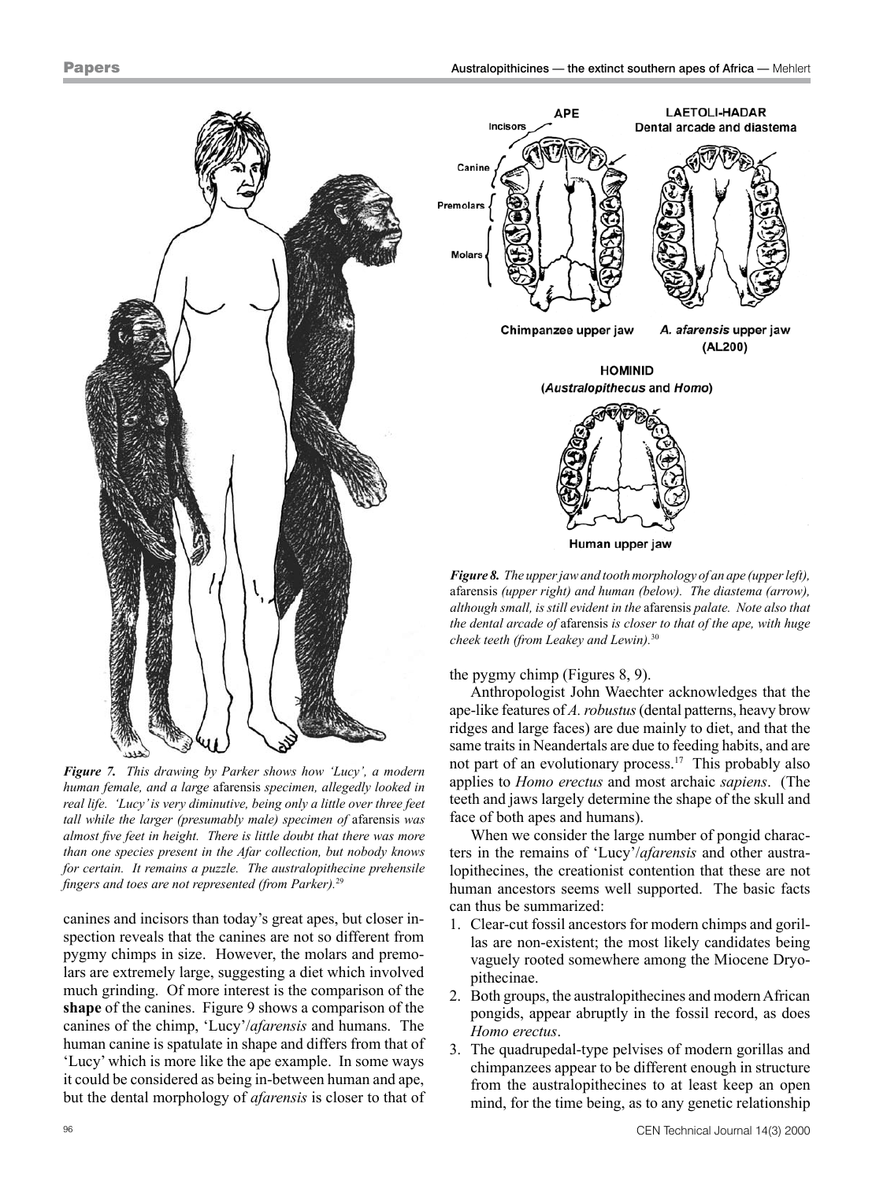*Figure 7. This drawing by Parker shows how 'Lucy', a modern human female, and a large* afarensis *specimen, allegedly looked in real life. 'Lucy' is very diminutive, being only a little over three feet tall while the larger (presumably male) specimen of* afarensis *was almost five feet in height. There is little doubt that there was more than one species present in the Afar collection, but nobody knows for certain. It remains a puzzle. The australopithecine prehensile fingers and toes are not represented (from Parker).*[29]

canines and incisors than today's great apes, but closer inspection reveals that the canines are not so different from pygmy chimps in size. However, the molars and premolars are extremely large, suggesting a diet which involved much grinding. Of more interest is the comparison of the **shape** of the canines. Figure 9 shows a comparison of the canines of the chimp, 'Lucy'/*afarensis* and humans. The human canine is spatulate in shape and differs from that of 'Lucy' which is more like the ape example. In some ways it could be considered as being in-between human and ape, but the dental morphology of *afarensis* is closer to that of the pygmy chimp (Figures 8, 9).

*Figure 8. The upper jaw and tooth morphology of an ape (upper left),* afarensis *(upper right) and human (below). The diastema (arrow), although small, is still evident in the* afarensis *palate. Note also that the dental arcade of* afarensis *is closer to that of the ape, with huge cheek teeth (from Leakey and Lewin).*[30]

Anthropologist John Waechter acknowledges that the ape-like features of *A. robustus* (dental patterns, heavy brow ridges and large faces) are due mainly to diet, and that the same traits in Neandertals are due to feeding habits, and are not part of an evolutionary process.[17] This probably also applies to *Homo erectus* and most archaic *sapiens*. (The teeth and jaws largely determine the shape of the skull and face of both apes and humans).

When we consider the large number of pongid characters in the remains of 'Lucy'/*afarensis* and other australopithecines, the creationist contention that these are not human ancestors seems well supported. The basic facts can thus be summarized:

1. Clear-cut fossil ancestors for modern chimps and gorillas are non-existent; the most likely candidates being vaguely rooted somewhere among the Miocene Dryopithecinae.
2. Both groups, the australopithecines and modern African pongids, appear abruptly in the fossil record, as does *Homo erectus*.
3. The quadrupedal-type pelvises of modern gorillas and chimpanzees appear to be different enough in structure from the australopithecines to at least keep an open mind, for the time being, as to any genetic relationship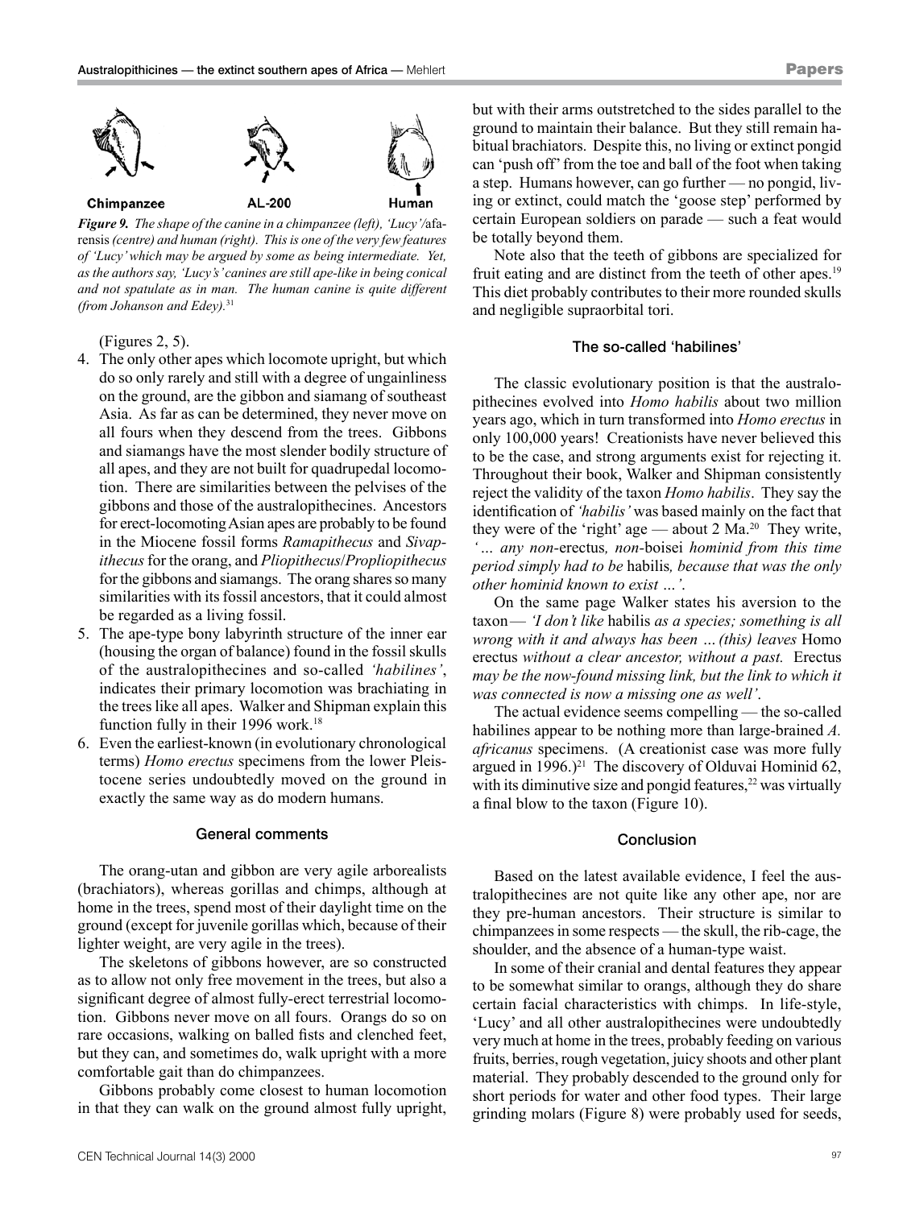Chimpanzee AL-200 Human

*Figure 9. The shape of the canine in a chimpanzee (left), 'Lucy'/*afarensis *(centre) and human (right). This is one of the very few features of 'Lucy' which may be argued by some as being intermediate. Yet, as the authors say, 'Lucy's' canines are still ape-like in being conical and not spatulate as in man. The human canine is quite different (from Johanson and Edey).*[31]

(Figures 2, 5).

4. The only other apes which locomote upright, but which do so only rarely and still with a degree of ungainliness on the ground, are the gibbon and siamang of southeast Asia. As far as can be determined, they never move on all fours when they descend from the trees. Gibbons and siamangs have the most slender bodily structure of all apes, and they are not built for quadrupedal locomotion. There are similarities between the pelvises of the gibbons and those of the australopithecines. Ancestors for erect-locomoting Asian apes are probably to be found in the Miocene fossil forms *Ramapithecus* and *Sivapithecus* for the orang, and *Pliopithecus*/*Propliopithecus* for the gibbons and siamangs. The orang shares so many similarities with its fossil ancestors, that it could almost be regarded as a living fossil.
5. The ape-type bony labyrinth structure of the inner ear (housing the organ of balance) found in the fossil skulls of the australopithecines and so-called *'habilines'*, indicates their primary locomotion was brachiating in the trees like all apes. Walker and Shipman explain this function fully in their 1996 work.[18]
6. Even the earliest-known (in evolutionary chronological terms) *Homo erectus* specimens from the lower Pleistocene series undoubtedly moved on the ground in exactly the same way as do modern humans.

### General comments

The orang-utan and gibbon are very agile arborealists (brachiators), whereas gorillas and chimps, although at home in the trees, spend most of their daylight time on the ground (except for juvenile gorillas which, because of their lighter weight, are very agile in the trees).

The skeletons of gibbons however, are so constructed as to allow not only free movement in the trees, but also a significant degree of almost fully-erect terrestrial locomotion. Gibbons never move on all fours. Orangs do so on rare occasions, walking on balled fists and clenched feet, but they can, and sometimes do, walk upright with a more comfortable gait than do chimpanzees.

Gibbons probably come closest to human locomotion in that they can walk on the ground almost fully upright, but with their arms outstretched to the sides parallel to the ground to maintain their balance. But they still remain habitual brachiators. Despite this, no living or extinct pongid can 'push off' from the toe and ball of the foot when taking a step. Humans however, can go further — no pongid, living or extinct, could match the 'goose step' performed by certain European soldiers on parade — such a feat would be totally beyond them.

Note also that the teeth of gibbons are specialized for fruit eating and are distinct from the teeth of other apes.[19] This diet probably contributes to their more rounded skulls and negligible supraorbital tori.

### The so-called 'habilines'

The classic evolutionary position is that the australopithecines evolved into *Homo habilis* about two million years ago, which in turn transformed into *Homo erectus* in only 100,000 years! Creationists have never believed this to be the case, and strong arguments exist for rejecting it. Throughout their book, Walker and Shipman consistently reject the validity of the taxon *Homo habilis*. They say the identification of *'habilis'* was based mainly on the fact that they were of the 'right' age — about 2 Ma.[20] They write, *'… any non-*erectus*, non-*boisei *hominid from this time period simply had to be* habilis*, because that was the only other hominid known to exist …'.*

On the same page Walker states his aversion to the taxon — *'I don't like* habilis *as a species; something is all wrong with it and always has been … (this) leaves* Homo erectus *without a clear ancestor, without a past.* Erectus *may be the now-found missing link, but the link to which it was connected is now a missing one as well'.*

The actual evidence seems compelling — the so-called habilines appear to be nothing more than large-brained *A. africanus* specimens. (A creationist case was more fully argued in 1996.)[21] The discovery of Olduvai Hominid 62, with its diminutive size and pongid features,[22] was virtually a final blow to the taxon (Figure 10).

### Conclusion

Based on the latest available evidence, I feel the australopithecines are not quite like any other ape, nor are they pre-human ancestors. Their structure is similar to chimpanzees in some respects — the skull, the rib-cage, the shoulder, and the absence of a human-type waist.

In some of their cranial and dental features they appear to be somewhat similar to orangs, although they do share certain facial characteristics with chimps. In life-style, 'Lucy' and all other australopithecines were undoubtedly very much at home in the trees, probably feeding on various fruits, berries, rough vegetation, juicy shoots and other plant material. They probably descended to the ground only for short periods for water and other food types. Their large grinding molars (Figure 8) were probably used for seeds,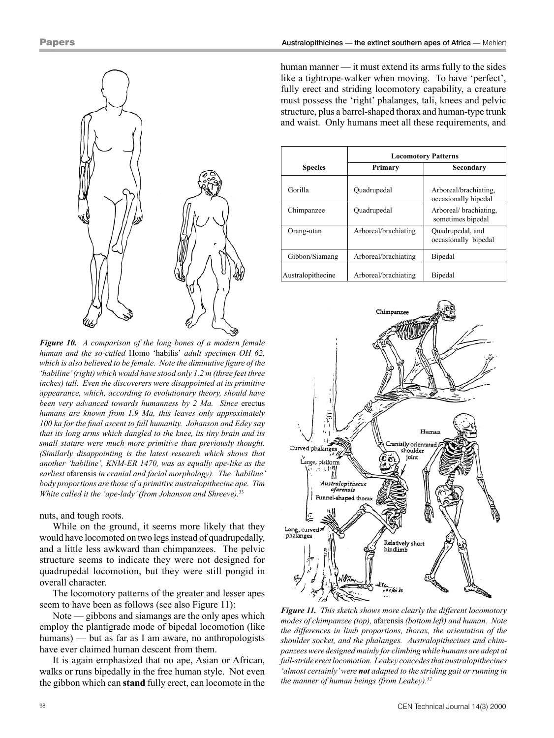*Figure 10. A comparison of the long bones of a modern female human and the so-called* Homo 'habilis' *adult specimen OH 62, which is also believed to be female. Note the diminutive figure of the 'habiline' (right) which would have stood only 1.2 m (three feet three inches) tall. Even the discoverers were disappointed at its primitive appearance, which, according to evolutionary theory, should have been very advanced towards humanness by 2 Ma. Since* erectus *humans are known from 1.9 Ma, this leaves only approximately 100 ka for the final ascent to full humanity. Johanson and Edey say that its long arms which dangled to the knee, its tiny brain and its small stature were much more primitive than previously thought. (Similarly disappointing is the latest research which shows that another 'habiline', KNM-ER 1470, was as equally ape-like as the earliest* afarensis *in cranial and facial morphology). The 'habiline' body proportions are those of a primitive australopithecine ape. Tim White called it the 'ape-lady' (from Johanson and Shreeve).*[33]

nuts, and tough roots.

While on the ground, it seems more likely that they would have locomoted on two legs instead of quadrupedally, and a little less awkward than chimpanzees. The pelvic structure seems to indicate they were not designed for quadrupedal locomotion, but they were still pongid in overall character.

The locomotory patterns of the greater and lesser apes seem to have been as follows (see also Figure 11):

Note — gibbons and siamangs are the only apes which employ the plantigrade mode of bipedal locomotion (like humans) — but as far as I am aware, no anthropologists have ever claimed human descent from them.

It is again emphasized that no ape, Asian or African, walks or runs bipedally in the free human style. Not even the gibbon which can **stand** fully erect, can locomote in the human manner — it must extend its arms fully to the sides like a tightrope-walker when moving. To have 'perfect', fully erect and striding locomotory capability, a creature must possess the 'right' phalanges, tali, knees and pelvic structure, plus a barrel-shaped thorax and human-type trunk and waist. Only humans meet all these requirements, and

| Species | Locomotory Patterns | |
|---|---|---|
| | Primary | Secondary |
| Gorilla | Quadrupedal | Arboreal/brachiating, occasionally bipedal |
| Chimpanzee | Quadrupedal | Arboreal/ brachiating, sometimes bipedal |
| Orang-utan | Arboreal/brachiating | Quadrupedal, and occasionally bipedal |
| Gibbon/Siamang | Arboreal/brachiating | Bipedal |
| Australopithecine | Arboreal/brachiating | Bipedal |

*Figure 11. This sketch shows more clearly the different locomotory modes of chimpanzee (top),* afarensis *(bottom left) and human. Note the differences in limb proportions, thorax, the orientation of the shoulder socket, and the phalanges. Australopithecines and chimpanzees were designed mainly for climbing while humans are adept at full-stride erect locomotion. Leakey concedes that australopithecines 'almost certainly' were* ***not*** *adapted to the striding gait or running in the manner of human beings (from Leakey).*[32]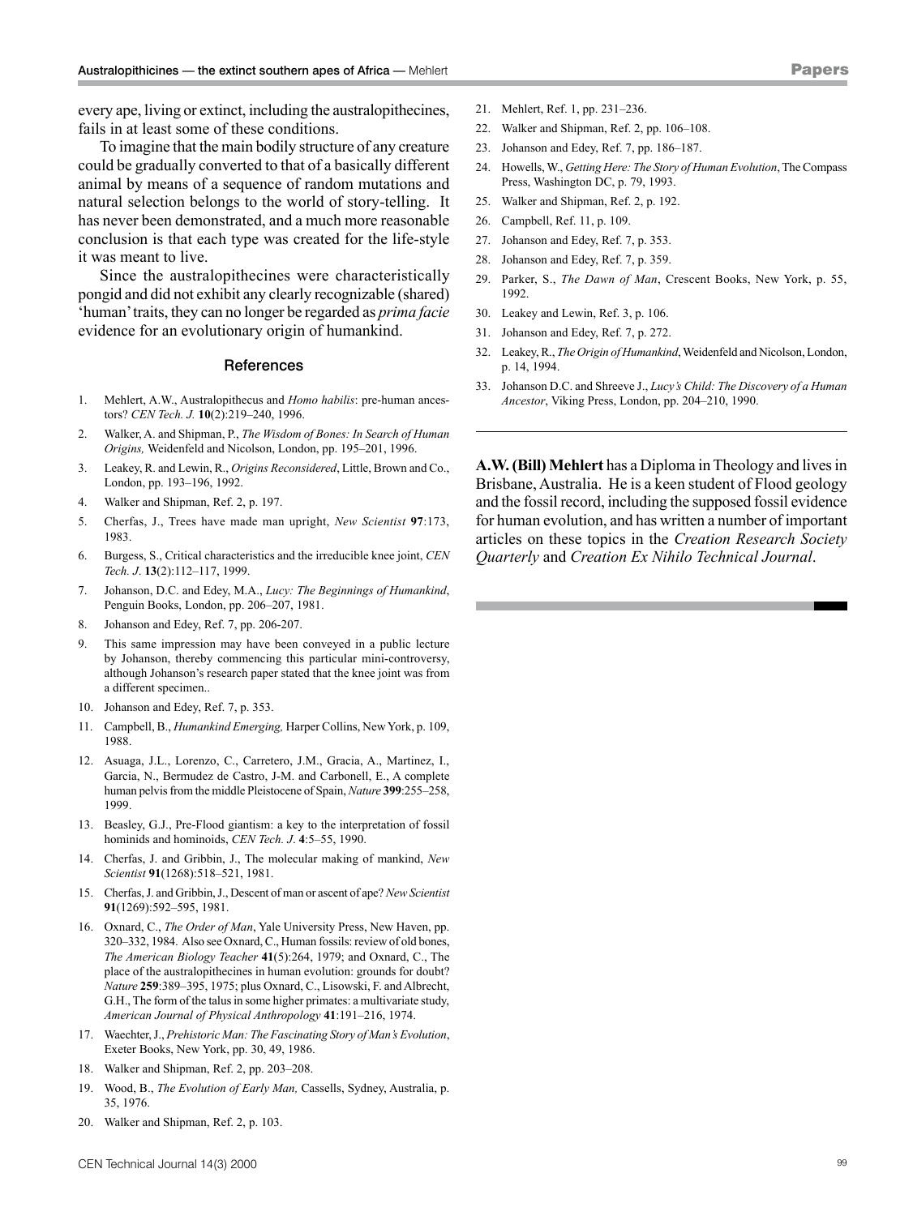every ape, living or extinct, including the australopithecines, fails in at least some of these conditions.

To imagine that the main bodily structure of any creature could be gradually converted to that of a basically different animal by means of a sequence of random mutations and natural selection belongs to the world of story-telling. It has never been demonstrated, and a much more reasonable conclusion is that each type was created for the life-style it was meant to live.

Since the australopithecines were characteristically pongid and did not exhibit any clearly recognizable (shared) 'human' traits, they can no longer be regarded as *prima facie* evidence for an evolutionary origin of humankind.

## References

1. Mehlert, A.W., Australopithecus and *Homo habilis*: pre-human ancestors? *CEN Tech. J.* **10**(2):219–240, 1996.
2. Walker, A. and Shipman, P., *The Wisdom of Bones: In Search of Human Origins,* Weidenfeld and Nicolson, London, pp. 195–201, 1996.
3. Leakey, R. and Lewin, R., *Origins Reconsidered*, Little, Brown and Co., London, pp. 193–196, 1992.
4. Walker and Shipman, Ref. 2, p. 197.
5. Cherfas, J., Trees have made man upright, *New Scientist* **97**:173, 1983.
6. Burgess, S., Critical characteristics and the irreducible knee joint, *CEN Tech. J.* **13**(2):112–117, 1999.
7. Johanson, D.C. and Edey, M.A., *Lucy: The Beginnings of Humankind*, Penguin Books, London, pp. 206–207, 1981.
8. Johanson and Edey, Ref. 7, pp. 206-207.
9. This same impression may have been conveyed in a public lecture by Johanson, thereby commencing this particular mini-controversy, although Johanson's research paper stated that the knee joint was from a different specimen..
10. Johanson and Edey, Ref. 7, p. 353.
11. Campbell, B., *Humankind Emerging,* Harper Collins, New York, p. 109, 1988.
12. Asuaga, J.L., Lorenzo, C., Carretero, J.M., Gracia, A., Martinez, I., Garcia, N., Bermudez de Castro, J-M. and Carbonell, E., A complete human pelvis from the middle Pleistocene of Spain, *Nature* **399**:255–258, 1999.
13. Beasley, G.J., Pre-Flood giantism: a key to the interpretation of fossil hominids and hominoids, *CEN Tech. J.* **4**:5–55, 1990.
14. Cherfas, J. and Gribbin, J., The molecular making of mankind, *New Scientist* **91**(1268):518–521, 1981.
15. Cherfas, J. and Gribbin, J., Descent of man or ascent of ape? *New Scientist* **91**(1269):592–595, 1981.
16. Oxnard, C., *The Order of Man*, Yale University Press, New Haven, pp. 320–332, 1984. Also see Oxnard, C., Human fossils: review of old bones, *The American Biology Teacher* **41**(5):264, 1979; and Oxnard, C., The place of the australopithecines in human evolution: grounds for doubt? *Nature* **259**:389–395, 1975; plus Oxnard, C., Lisowski, F. and Albrecht, G.H., The form of the talus in some higher primates: a multivariate study, *American Journal of Physical Anthropology* **41**:191–216, 1974.
17. Waechter, J., *Prehistoric Man: The Fascinating Story of Man's Evolution*, Exeter Books, New York, pp. 30, 49, 1986.
18. Walker and Shipman, Ref. 2, pp. 203–208.
19. Wood, B., *The Evolution of Early Man,* Cassells, Sydney, Australia, p. 35, 1976.
20. Walker and Shipman, Ref. 2, p. 103.
21. Mehlert, Ref. 1, pp. 231–236.
22. Walker and Shipman, Ref. 2, pp. 106–108.
23. Johanson and Edey, Ref. 7, pp. 186–187.
24. Howells, W., *Getting Here: The Story of Human Evolution*, The Compass Press, Washington DC, p. 79, 1993.
25. Walker and Shipman, Ref. 2, p. 192.
26. Campbell, Ref. 11, p. 109.
27. Johanson and Edey, Ref. 7, p. 353.
28. Johanson and Edey, Ref. 7, p. 359.
29. Parker, S., *The Dawn of Man*, Crescent Books, New York, p. 55, 1992.
30. Leakey and Lewin, Ref. 3, p. 106.
31. Johanson and Edey, Ref. 7, p. 272.
32. Leakey, R., *The Origin of Humankind*, Weidenfeld and Nicolson, London, p. 14, 1994.
33. Johanson D.C. and Shreeve J., *Lucy's Child: The Discovery of a Human Ancestor*, Viking Press, London, pp. 204–210, 1990.

---

**A.W. (Bill) Mehlert** has a Diploma in Theology and lives in Brisbane, Australia. He is a keen student of Flood geology and the fossil record, including the supposed fossil evidence for human evolution, and has written a number of important articles on these topics in the *Creation Research Society Quarterly* and *Creation Ex Nihilo Technical Journal*.